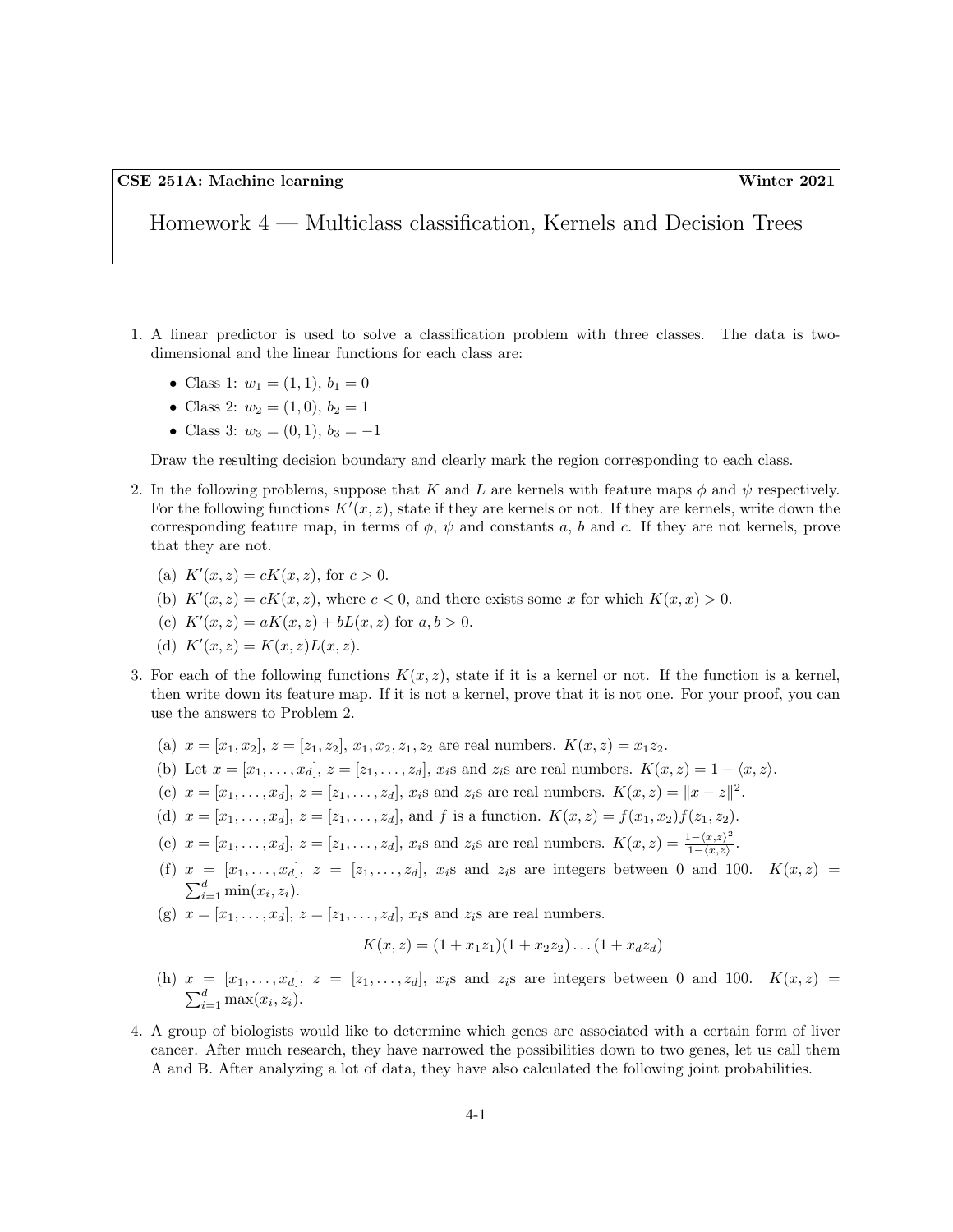**CSE 251A: Machine learning** **Winter 2021**

# Homework 4 — Multiclass classification, Kernels and Decision Trees

1. A linear predictor is used to solve a classification problem with three classes. The data is two-dimensional and the linear functions for each class are:

   - Class 1: $w_1 = (1, 1)$, $b_1 = 0$
   - Class 2: $w_2 = (1, 0)$, $b_2 = 1$
   - Class 3: $w_3 = (0, 1)$, $b_3 = -1$

   Draw the resulting decision boundary and clearly mark the region corresponding to each class.

2. In the following problems, suppose that $K$ and $L$ are kernels with feature maps $\phi$ and $\psi$ respectively. For the following functions $K'(x, z)$, state if they are kernels or not. If they are kernels, write down the corresponding feature map, in terms of $\phi$, $\psi$ and constants $a$, $b$ and $c$. If they are not kernels, prove that they are not.

   (a) $K'(x, z) = cK(x, z)$, for $c > 0$.

   (b) $K'(x, z) = cK(x, z)$, where $c < 0$, and there exists some $x$ for which $K(x, x) > 0$.

   (c) $K'(x, z) = aK(x, z) + bL(x, z)$ for $a, b > 0$.

   (d) $K'(x, z) = K(x, z)L(x, z)$.

3. For each of the following functions $K(x, z)$, state if it is a kernel or not. If the function is a kernel, then write down its feature map. If it is not a kernel, prove that it is not one. For your proof, you can use the answers to Problem 2.

   (a) $x = [x_1, x_2]$, $z = [z_1, z_2]$, $x_1, x_2, z_1, z_2$ are real numbers. $K(x, z) = x_1 z_2$.

   (b) Let $x = [x_1, \ldots, x_d]$, $z = [z_1, \ldots, z_d]$, $x_i$s and $z_i$s are real numbers. $K(x, z) = 1 - \langle x, z \rangle$.

   (c) $x = [x_1, \ldots, x_d]$, $z = [z_1, \ldots, z_d]$, $x_i$s and $z_i$s are real numbers. $K(x, z) = \|x - z\|^2$.

   (d) $x = [x_1, \ldots, x_d]$, $z = [z_1, \ldots, z_d]$, and $f$ is a function. $K(x, z) = f(x_1, x_2)f(z_1, z_2)$.

   (e) $x = [x_1, \ldots, x_d]$, $z = [z_1, \ldots, z_d]$, $x_i$s and $z_i$s are real numbers. $K(x, z) = \frac{1 - \langle x, z \rangle^2}{1 - \langle x, z \rangle}$.

   (f) $x = [x_1, \ldots, x_d]$, $z = [z_1, \ldots, z_d]$, $x_i$s and $z_i$s are integers between 0 and 100. $K(x, z) = \sum_{i=1}^{d} \min(x_i, z_i)$.

   (g) $x = [x_1, \ldots, x_d]$, $z = [z_1, \ldots, z_d]$, $x_i$s and $z_i$s are real numbers.

   $$K(x, z) = (1 + x_1 z_1)(1 + x_2 z_2) \ldots (1 + x_d z_d)$$

   (h) $x = [x_1, \ldots, x_d]$, $z = [z_1, \ldots, z_d]$, $x_i$s and $z_i$s are integers between 0 and 100. $K(x, z) = \sum_{i=1}^{d} \max(x_i, z_i)$.

4. A group of biologists would like to determine which genes are associated with a certain form of liver cancer. After much research, they have narrowed the possibilities down to two genes, let us call them A and B. After analyzing a lot of data, they have also calculated the following joint probabilities.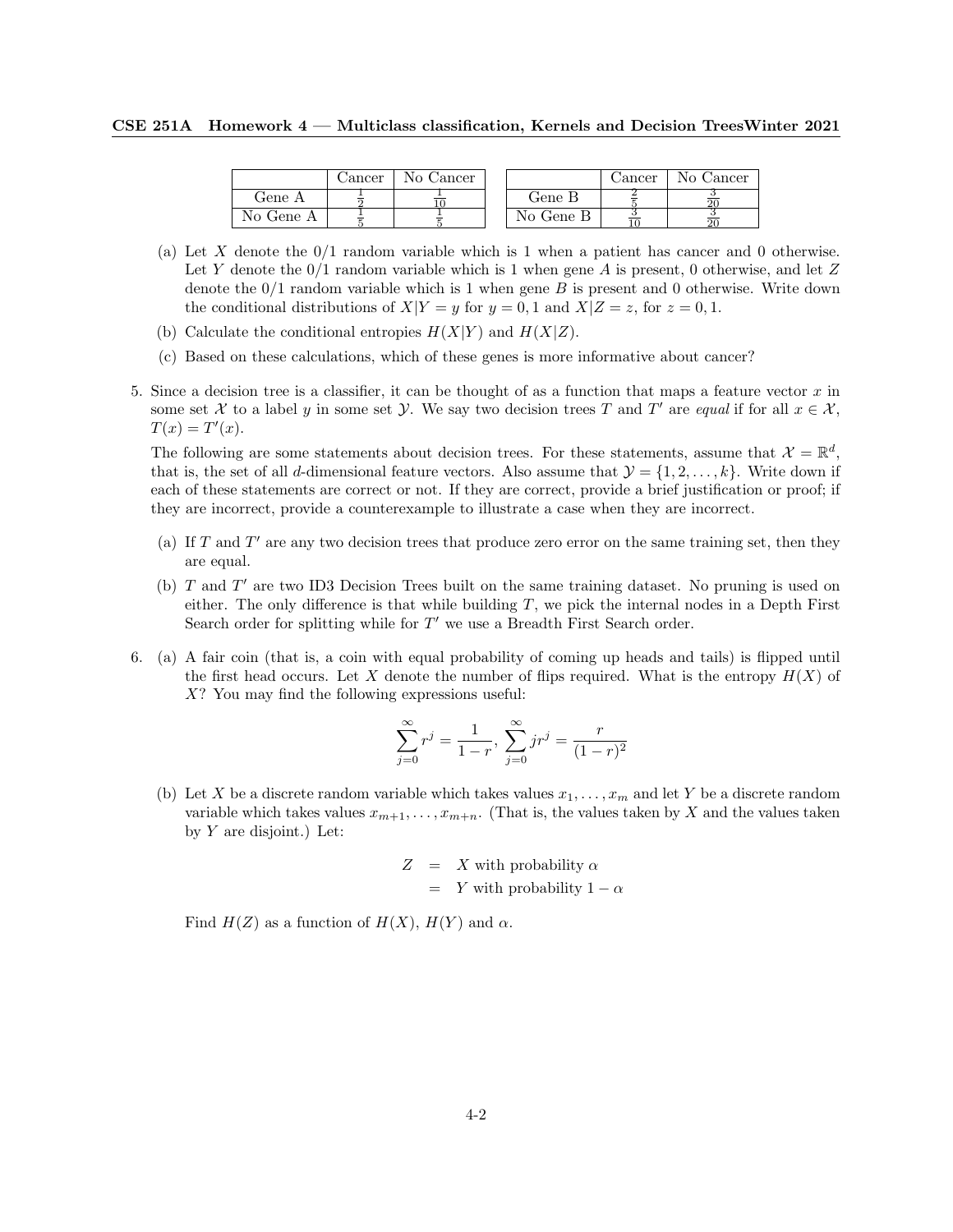| | Cancer | No Cancer |
|---|---|---|
| Gene A | $\frac{1}{2}$ | $\frac{1}{10}$ |
| No Gene A | $\frac{1}{5}$ | $\frac{1}{5}$ |

| | Cancer | No Cancer |
|---|---|---|
| Gene B | $\frac{2}{5}$ | $\frac{3}{20}$ |
| No Gene B | $\frac{3}{10}$ | $\frac{3}{20}$ |

(a) Let $X$ denote the 0/1 random variable which is 1 when a patient has cancer and 0 otherwise. Let $Y$ denote the 0/1 random variable which is 1 when gene $A$ is present, 0 otherwise, and let $Z$ denote the 0/1 random variable which is 1 when gene $B$ is present and 0 otherwise. Write down the conditional distributions of $X|Y = y$ for $y = 0, 1$ and $X|Z = z$, for $z = 0, 1$.

(b) Calculate the conditional entropies $H(X|Y)$ and $H(X|Z)$.

(c) Based on these calculations, which of these genes is more informative about cancer?

5. Since a decision tree is a classifier, it can be thought of as a function that maps a feature vector $x$ in some set $\mathcal{X}$ to a label $y$ in some set $\mathcal{Y}$. We say two decision trees $T$ and $T'$ are *equal* if for all $x \in \mathcal{X}$, $T(x) = T'(x)$.

   The following are some statements about decision trees. For these statements, assume that $\mathcal{X} = \mathbb{R}^d$, that is, the set of all $d$-dimensional feature vectors. Also assume that $\mathcal{Y} = \{1, 2, \ldots, k\}$. Write down if each of these statements are correct or not. If they are correct, provide a brief justification or proof; if they are incorrect, provide a counterexample to illustrate a case when they are incorrect.

   (a) If $T$ and $T'$ are any two decision trees that produce zero error on the same training set, then they are equal.

   (b) $T$ and $T'$ are two ID3 Decision Trees built on the same training dataset. No pruning is used on either. The only difference is that while building $T$, we pick the internal nodes in a Depth First Search order for splitting while for $T'$ we use a Breadth First Search order.

6. (a) A fair coin (that is, a coin with equal probability of coming up heads and tails) is flipped until the first head occurs. Let $X$ denote the number of flips required. What is the entropy $H(X)$ of $X$? You may find the following expressions useful:

   $$\sum_{j=0}^{\infty} r^j = \frac{1}{1-r}, \; \sum_{j=0}^{\infty} j r^j = \frac{r}{(1-r)^2}$$

   (b) Let $X$ be a discrete random variable which takes values $x_1, \ldots, x_m$ and let $Y$ be a discrete random variable which takes values $x_{m+1}, \ldots, x_{m+n}$. (That is, the values taken by $X$ and the values taken by $Y$ are disjoint.) Let:

   $$\begin{aligned} Z &= X \text{ with probability } \alpha \\ &= Y \text{ with probability } 1 - \alpha \end{aligned}$$

   Find $H(Z)$ as a function of $H(X)$, $H(Y)$ and $\alpha$.